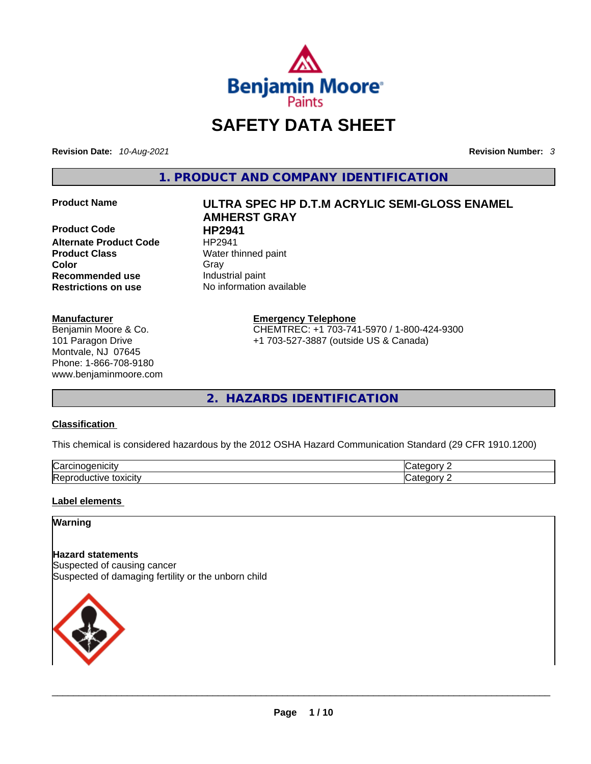# SAFETY DATA SHEET

**Revision Date:** *10-Aug-2021*

**Revision Number:** *3*

## 1. PRODUCT AND COMPANY IDENTIFICATION

| | |
|---|---|
| **Product Name** | **ULTRA SPEC HP D.T.M ACRYLIC SEMI-GLOSS ENAMEL AMHERST GRAY** |
| **Product Code** | **HP2941** |
| **Alternate Product Code** | HP2941 |
| **Product Class** | Water thinned paint |
| **Color** | Gray |
| **Recommended use** | Industrial paint |
| **Restrictions on use** | No information available |

**Manufacturer**
Benjamin Moore & Co.
101 Paragon Drive
Montvale, NJ 07645
Phone: 1-866-708-9180
www.benjaminmoore.com

**Emergency Telephone**
CHEMTREC: +1 703-741-5970 / 1-800-424-9300
+1 703-527-3887 (outside US & Canada)

## 2. HAZARDS IDENTIFICATION

### Classification

This chemical is considered hazardous by the 2012 OSHA Hazard Communication Standard (29 CFR 1910.1200)

| | |
|---|---|
| Carcinogenicity | Category 2 |
| Reproductive toxicity | Category 2 |

### Label elements

**Warning**

**Hazard statements**
Suspected of causing cancer
Suspected of damaging fertility or the unborn child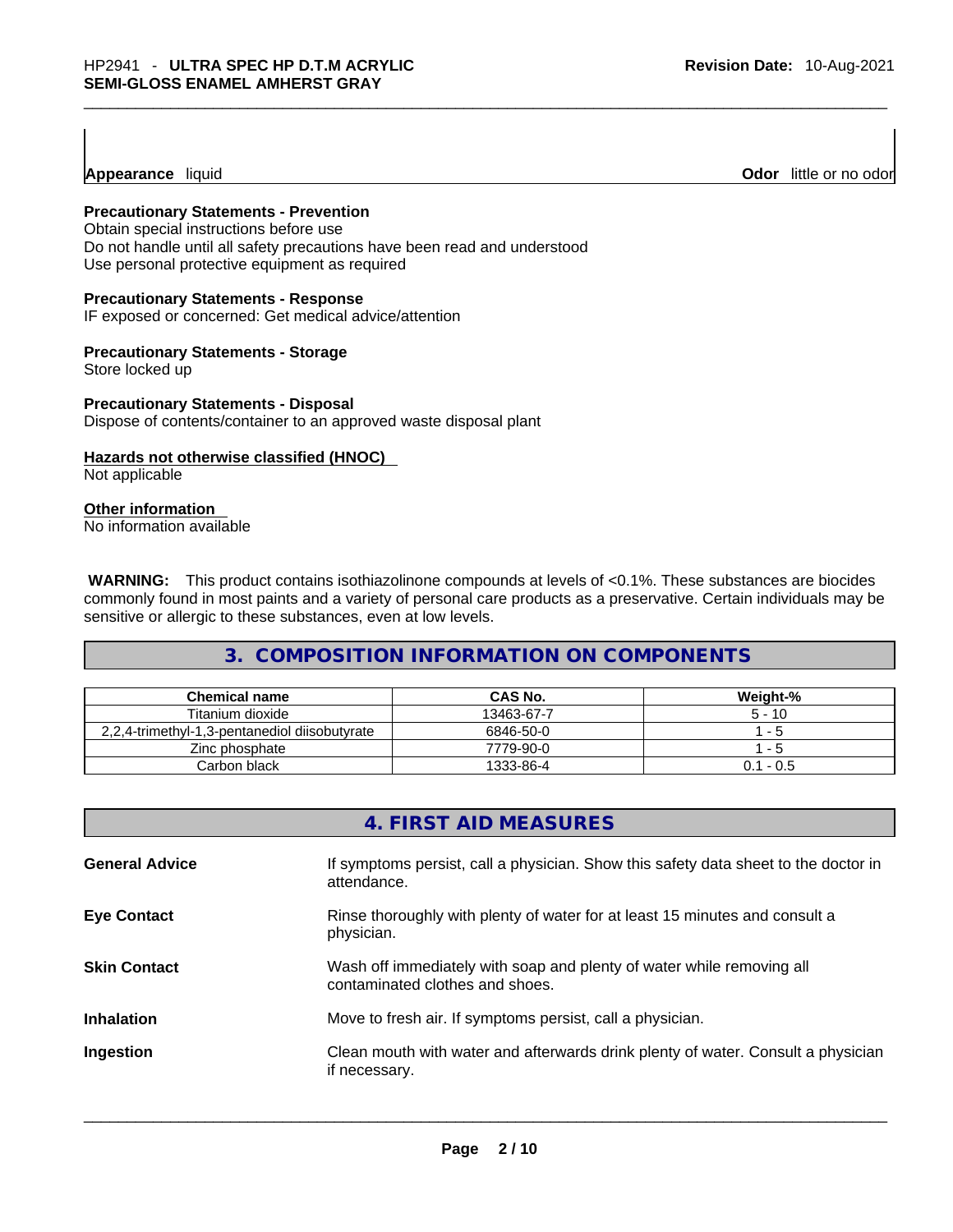**Appearance** liquid **Odor** little or no odor

**Precautionary Statements - Prevention**
Obtain special instructions before use
Do not handle until all safety precautions have been read and understood
Use personal protective equipment as required

**Precautionary Statements - Response**
IF exposed or concerned: Get medical advice/attention

**Precautionary Statements - Storage**
Store locked up

**Precautionary Statements - Disposal**
Dispose of contents/container to an approved waste disposal plant

**Hazards not otherwise classified (HNOC)**
Not applicable

**Other information**
No information available

**WARNING:** This product contains isothiazolinone compounds at levels of <0.1%. These substances are biocides commonly found in most paints and a variety of personal care products as a preservative. Certain individuals may be sensitive or allergic to these substances, even at low levels.

## 3. COMPOSITION INFORMATION ON COMPONENTS

| Chemical name | CAS No. | Weight-% |
| --- | --- | --- |
| Titanium dioxide | 13463-67-7 | 5 - 10 |
| 2,2,4-trimethyl-1,3-pentanediol diisobutyrate | 6846-50-0 | 1 - 5 |
| Zinc phosphate | 7779-90-0 | 1 - 5 |
| Carbon black | 1333-86-4 | 0.1 - 0.5 |

## 4. FIRST AID MEASURES

**General Advice** If symptoms persist, call a physician. Show this safety data sheet to the doctor in attendance.

**Eye Contact** Rinse thoroughly with plenty of water for at least 15 minutes and consult a physician.

**Skin Contact** Wash off immediately with soap and plenty of water while removing all contaminated clothes and shoes.

**Inhalation** Move to fresh air. If symptoms persist, call a physician.

**Ingestion** Clean mouth with water and afterwards drink plenty of water. Consult a physician if necessary.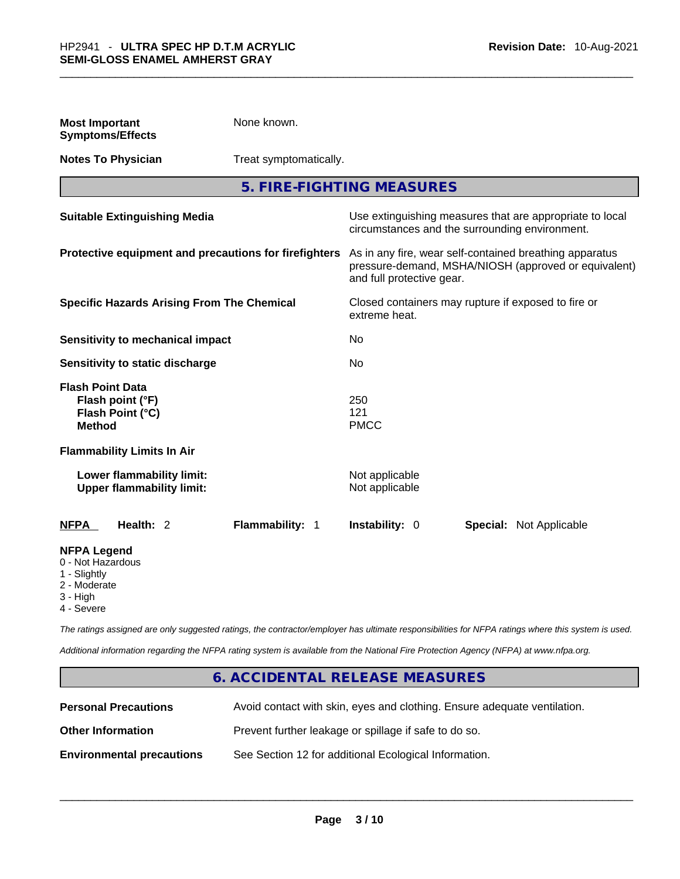**Most Important Symptoms/Effects** None known.

**Notes To Physician** Treat symptomatically.

## 5. FIRE-FIGHTING MEASURES

**Suitable Extinguishing Media** Use extinguishing measures that are appropriate to local circumstances and the surrounding environment.

**Protective equipment and precautions for firefighters** As in any fire, wear self-contained breathing apparatus pressure-demand, MSHA/NIOSH (approved or equivalent) and full protective gear.

**Specific Hazards Arising From The Chemical** Closed containers may rupture if exposed to fire or extreme heat.

**Sensitivity to mechanical impact** No

**Sensitivity to static discharge** No

**Flash Point Data**
**Flash point (°F)** 250
**Flash Point (°C)** 121
**Method** PMCC

**Flammability Limits In Air**

**Lower flammability limit:** Not applicable
**Upper flammability limit:** Not applicable

| NFPA | Health: 2 | Flammability: 1 | Instability: 0 | Special: Not Applicable |
|---|---|---|---|---|

**NFPA Legend**
- 0 - Not Hazardous
- 1 - Slightly
- 2 - Moderate
- 3 - High
- 4 - Severe

*The ratings assigned are only suggested ratings, the contractor/employer has ultimate responsibilities for NFPA ratings where this system is used.*

*Additional information regarding the NFPA rating system is available from the National Fire Protection Agency (NFPA) at www.nfpa.org.*

## 6. ACCIDENTAL RELEASE MEASURES

**Personal Precautions** Avoid contact with skin, eyes and clothing. Ensure adequate ventilation.

**Other Information** Prevent further leakage or spillage if safe to do so.

**Environmental precautions** See Section 12 for additional Ecological Information.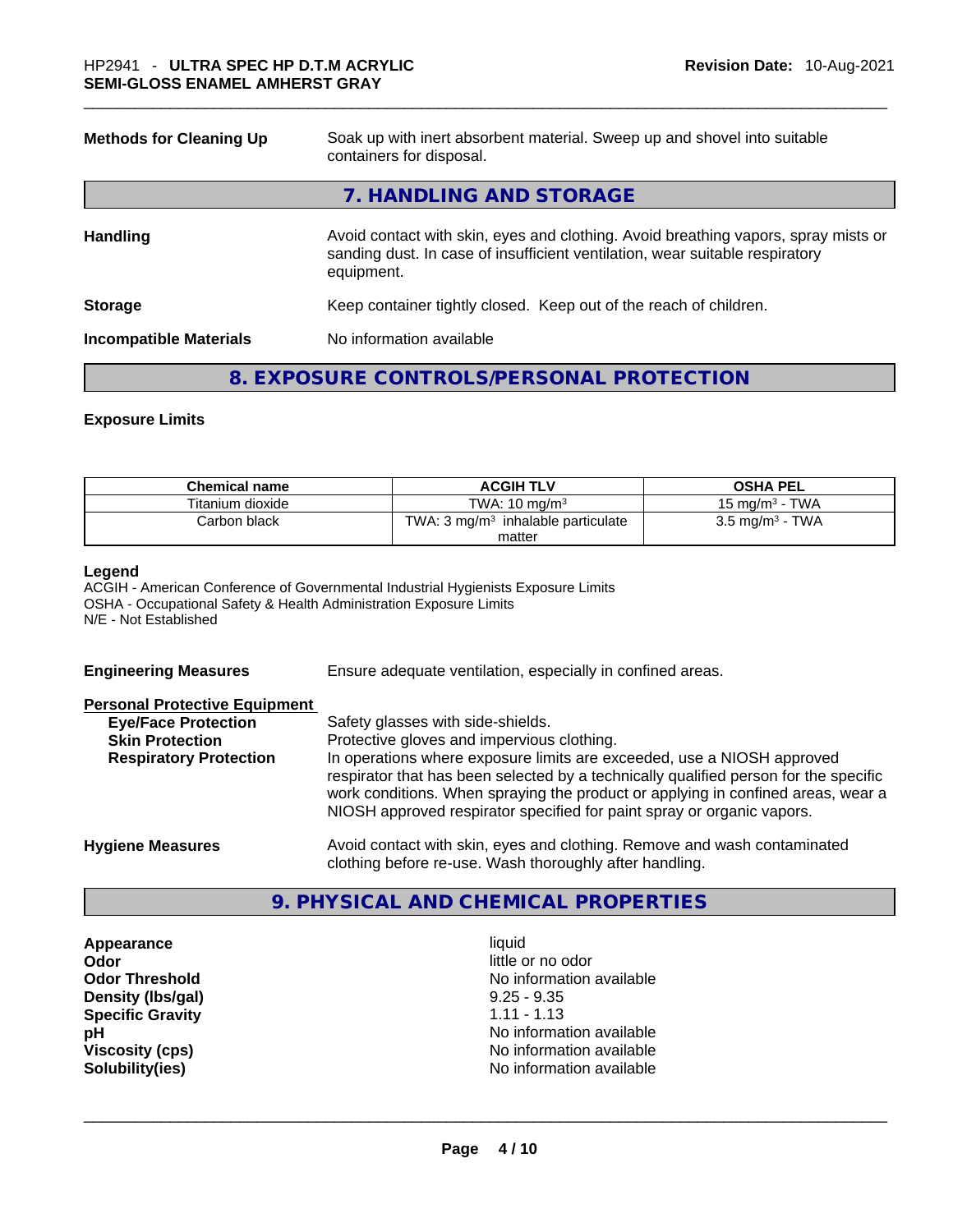| | |
|---|---|
| **Methods for Cleaning Up** | Soak up with inert absorbent material. Sweep up and shovel into suitable containers for disposal. |

## 7. HANDLING AND STORAGE

| | |
|---|---|
| **Handling** | Avoid contact with skin, eyes and clothing. Avoid breathing vapors, spray mists or sanding dust. In case of insufficient ventilation, wear suitable respiratory equipment. |
| **Storage** | Keep container tightly closed. Keep out of the reach of children. |
| **Incompatible Materials** | No information available |

## 8. EXPOSURE CONTROLS/PERSONAL PROTECTION

**Exposure Limits**

| Chemical name | ACGIH TLV | OSHA PEL |
|---|---|---|
| Titanium dioxide | TWA: 10 mg/m³ | 15 mg/m³ - TWA |
| Carbon black | TWA: 3 mg/m³ inhalable particulate matter | 3.5 mg/m³ - TWA |

**Legend**
ACGIH - American Conference of Governmental Industrial Hygienists Exposure Limits
OSHA - Occupational Safety & Health Administration Exposure Limits
N/E - Not Established

| | |
|---|---|
| **Engineering Measures** | Ensure adequate ventilation, especially in confined areas. |

**Personal Protective Equipment**

| | |
|---|---|
| **Eye/Face Protection** | Safety glasses with side-shields. |
| **Skin Protection** | Protective gloves and impervious clothing. |
| **Respiratory Protection** | In operations where exposure limits are exceeded, use a NIOSH approved respirator that has been selected by a technically qualified person for the specific work conditions. When spraying the product or applying in confined areas, wear a NIOSH approved respirator specified for paint spray or organic vapors. |
| **Hygiene Measures** | Avoid contact with skin, eyes and clothing. Remove and wash contaminated clothing before re-use. Wash thoroughly after handling. |

## 9. PHYSICAL AND CHEMICAL PROPERTIES

| | |
|---|---|
| **Appearance** | liquid |
| **Odor** | little or no odor |
| **Odor Threshold** | No information available |
| **Density (lbs/gal)** | 9.25 - 9.35 |
| **Specific Gravity** | 1.11 - 1.13 |
| **pH** | No information available |
| **Viscosity (cps)** | No information available |
| **Solubility(ies)** | No information available |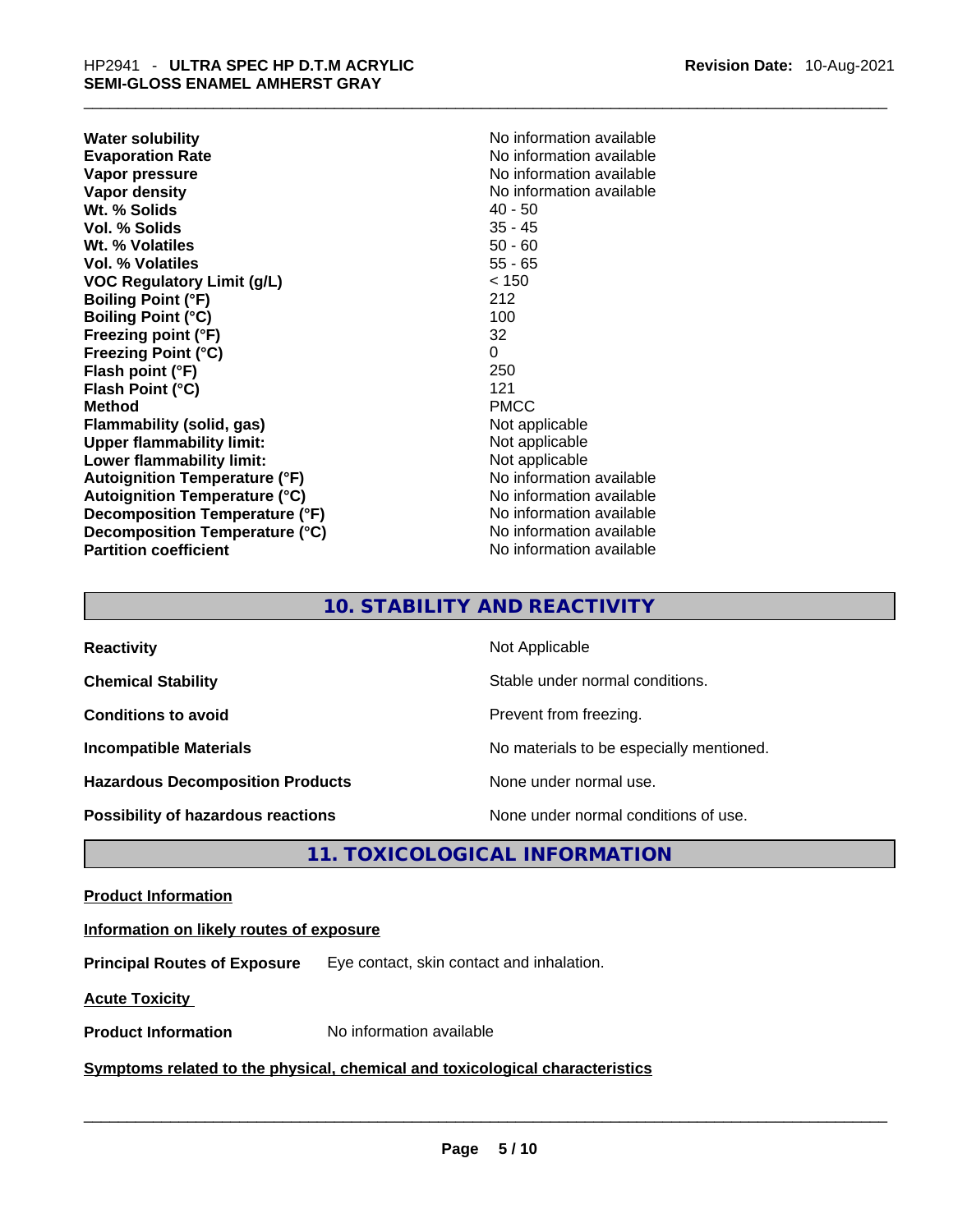| | |
|---|---|
| **Water solubility** | No information available |
| **Evaporation Rate** | No information available |
| **Vapor pressure** | No information available |
| **Vapor density** | No information available |
| **Wt. % Solids** | 40 - 50 |
| **Vol. % Solids** | 35 - 45 |
| **Wt. % Volatiles** | 50 - 60 |
| **Vol. % Volatiles** | 55 - 65 |
| **VOC Regulatory Limit (g/L)** | < 150 |
| **Boiling Point (°F)** | 212 |
| **Boiling Point (°C)** | 100 |
| **Freezing point (°F)** | 32 |
| **Freezing Point (°C)** | 0 |
| **Flash point (°F)** | 250 |
| **Flash Point (°C)** | 121 |
| **Method** | PMCC |
| **Flammability (solid, gas)** | Not applicable |
| **Upper flammability limit:** | Not applicable |
| **Lower flammability limit:** | Not applicable |
| **Autoignition Temperature (°F)** | No information available |
| **Autoignition Temperature (°C)** | No information available |
| **Decomposition Temperature (°F)** | No information available |
| **Decomposition Temperature (°C)** | No information available |
| **Partition coefficient** | No information available |

## 10. STABILITY AND REACTIVITY

| | |
|---|---|
| **Reactivity** | Not Applicable |
| **Chemical Stability** | Stable under normal conditions. |
| **Conditions to avoid** | Prevent from freezing. |
| **Incompatible Materials** | No materials to be especially mentioned. |
| **Hazardous Decomposition Products** | None under normal use. |
| **Possibility of hazardous reactions** | None under normal conditions of use. |

## 11. TOXICOLOGICAL INFORMATION

**Product Information**

**Information on likely routes of exposure**

**Principal Routes of Exposure** Eye contact, skin contact and inhalation.

**Acute Toxicity**

**Product Information** No information available

**Symptoms related to the physical, chemical and toxicological characteristics**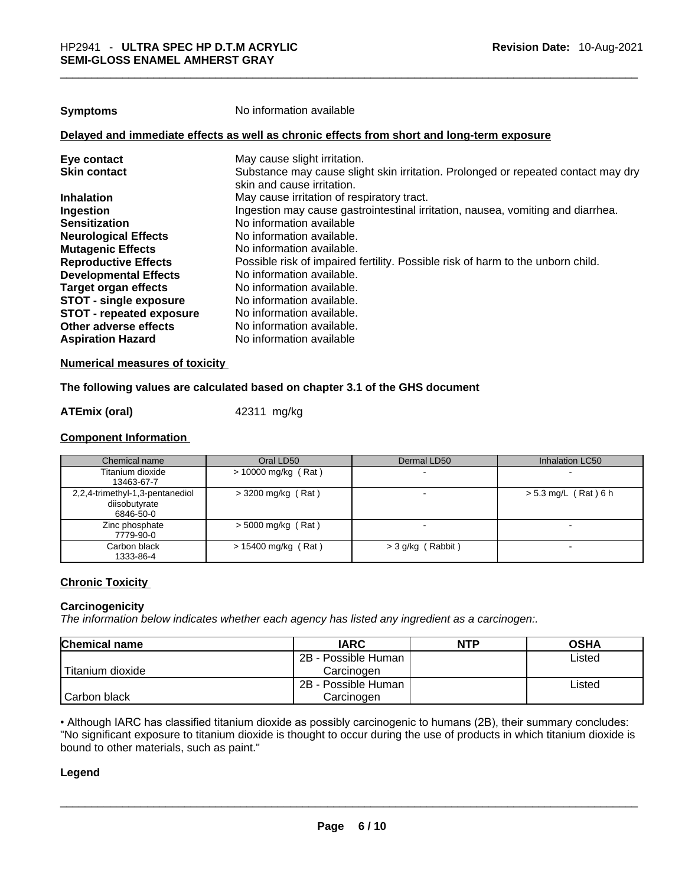**Symptoms** No information available

**Delayed and immediate effects as well as chronic effects from short and long-term exposure**

| | |
|---|---|
| **Eye contact** | May cause slight irritation. |
| **Skin contact** | Substance may cause slight skin irritation. Prolonged or repeated contact may dry skin and cause irritation. |
| **Inhalation** | May cause irritation of respiratory tract. |
| **Ingestion** | Ingestion may cause gastrointestinal irritation, nausea, vomiting and diarrhea. |
| **Sensitization** | No information available |
| **Neurological Effects** | No information available. |
| **Mutagenic Effects** | No information available. |
| **Reproductive Effects** | Possible risk of impaired fertility. Possible risk of harm to the unborn child. |
| **Developmental Effects** | No information available. |
| **Target organ effects** | No information available. |
| **STOT - single exposure** | No information available. |
| **STOT - repeated exposure** | No information available. |
| **Other adverse effects** | No information available. |
| **Aspiration Hazard** | No information available |

**Numerical measures of toxicity**

**The following values are calculated based on chapter 3.1 of the GHS document**

**ATEmix (oral)** 42311 mg/kg

**Component Information**

| Chemical name | Oral LD50 | Dermal LD50 | Inhalation LC50 |
|---|---|---|---|
| Titanium dioxide 13463-67-7 | > 10000 mg/kg ( Rat ) | - | - |
| 2,2,4-trimethyl-1,3-pentanediol diisobutyrate 6846-50-0 | > 3200 mg/kg ( Rat ) | - | > 5.3 mg/L ( Rat ) 6 h |
| Zinc phosphate 7779-90-0 | > 5000 mg/kg ( Rat ) | - | - |
| Carbon black 1333-86-4 | > 15400 mg/kg ( Rat ) | > 3 g/kg ( Rabbit ) | - |

**Chronic Toxicity**

**Carcinogenicity**

*The information below indicates whether each agency has listed any ingredient as a carcinogen:.*

| Chemical name | IARC | NTP | OSHA |
|---|---|---|---|
| Titanium dioxide | 2B - Possible Human Carcinogen | | Listed |
| Carbon black | 2B - Possible Human Carcinogen | | Listed |

• Although IARC has classified titanium dioxide as possibly carcinogenic to humans (2B), their summary concludes: "No significant exposure to titanium dioxide is thought to occur during the use of products in which titanium dioxide is bound to other materials, such as paint."

**Legend**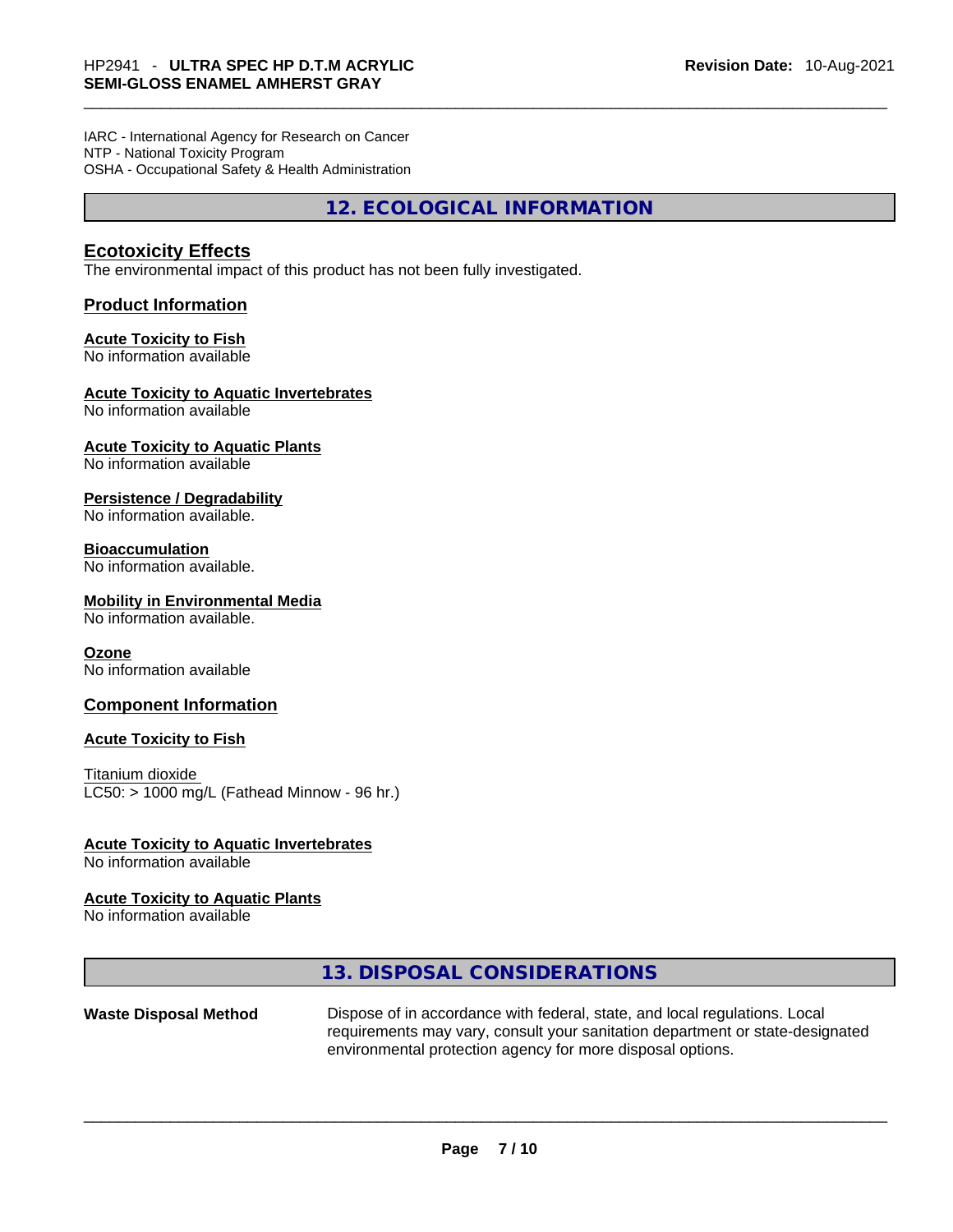IARC - International Agency for Research on Cancer
NTP - National Toxicity Program
OSHA - Occupational Safety & Health Administration

# 12. ECOLOGICAL INFORMATION

## Ecotoxicity Effects

The environmental impact of this product has not been fully investigated.

## Product Information

### Acute Toxicity to Fish

No information available

### Acute Toxicity to Aquatic Invertebrates

No information available

### Acute Toxicity to Aquatic Plants

No information available

### Persistence / Degradability

No information available.

### Bioaccumulation

No information available.

### Mobility in Environmental Media

No information available.

### Ozone

No information available

## Component Information

### Acute Toxicity to Fish

Titanium dioxide
LC50: > 1000 mg/L (Fathead Minnow - 96 hr.)

### Acute Toxicity to Aquatic Invertebrates

No information available

### Acute Toxicity to Aquatic Plants

No information available

# 13. DISPOSAL CONSIDERATIONS

**Waste Disposal Method** Dispose of in accordance with federal, state, and local regulations. Local requirements may vary, consult your sanitation department or state-designated environmental protection agency for more disposal options.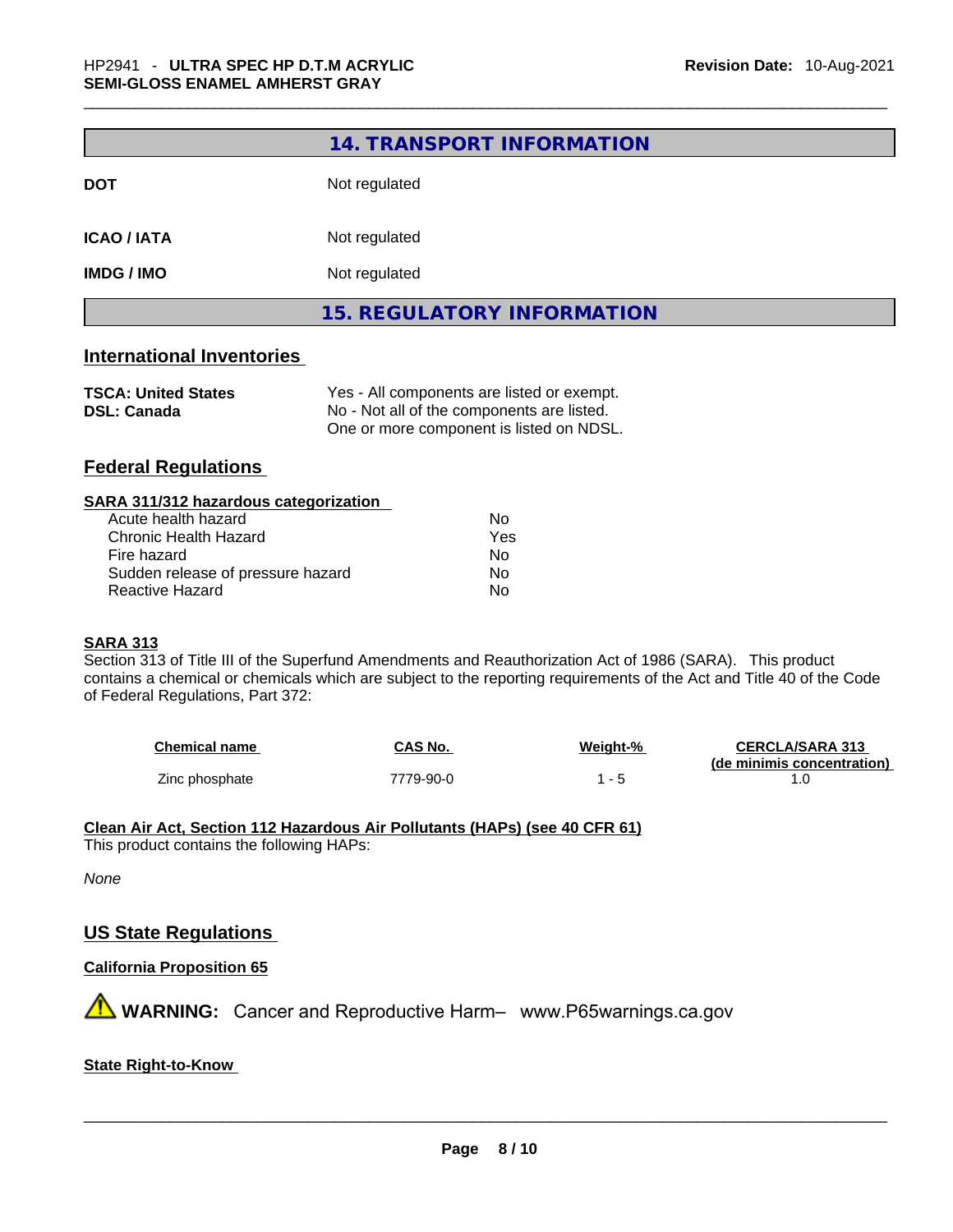## 14. TRANSPORT INFORMATION

| | |
|---|---|
| **DOT** | Not regulated |
| **ICAO / IATA** | Not regulated |
| **IMDG / IMO** | Not regulated |

## 15. REGULATORY INFORMATION

### International Inventories

| | |
|---|---|
| **TSCA: United States** | Yes - All components are listed or exempt. |
| **DSL: Canada** | No - Not all of the components are listed. One or more component is listed on NDSL. |

### Federal Regulations

**SARA 311/312 hazardous categorization**

| | |
|---|---|
| Acute health hazard | No |
| Chronic Health Hazard | Yes |
| Fire hazard | No |
| Sudden release of pressure hazard | No |
| Reactive Hazard | No |

**SARA 313**

Section 313 of Title III of the Superfund Amendments and Reauthorization Act of 1986 (SARA). This product contains a chemical or chemicals which are subject to the reporting requirements of the Act and Title 40 of the Code of Federal Regulations, Part 372:

| Chemical name | CAS No. | Weight-% | CERCLA/SARA 313 (de minimis concentration) |
|---|---|---|---|
| Zinc phosphate | 7779-90-0 | 1 - 5 | 1.0 |

**Clean Air Act, Section 112 Hazardous Air Pollutants (HAPs) (see 40 CFR 61)**

This product contains the following HAPs:

*None*

### US State Regulations

**California Proposition 65**

⚠ **WARNING:** Cancer and Reproductive Harm– www.P65warnings.ca.gov

**State Right-to-Know**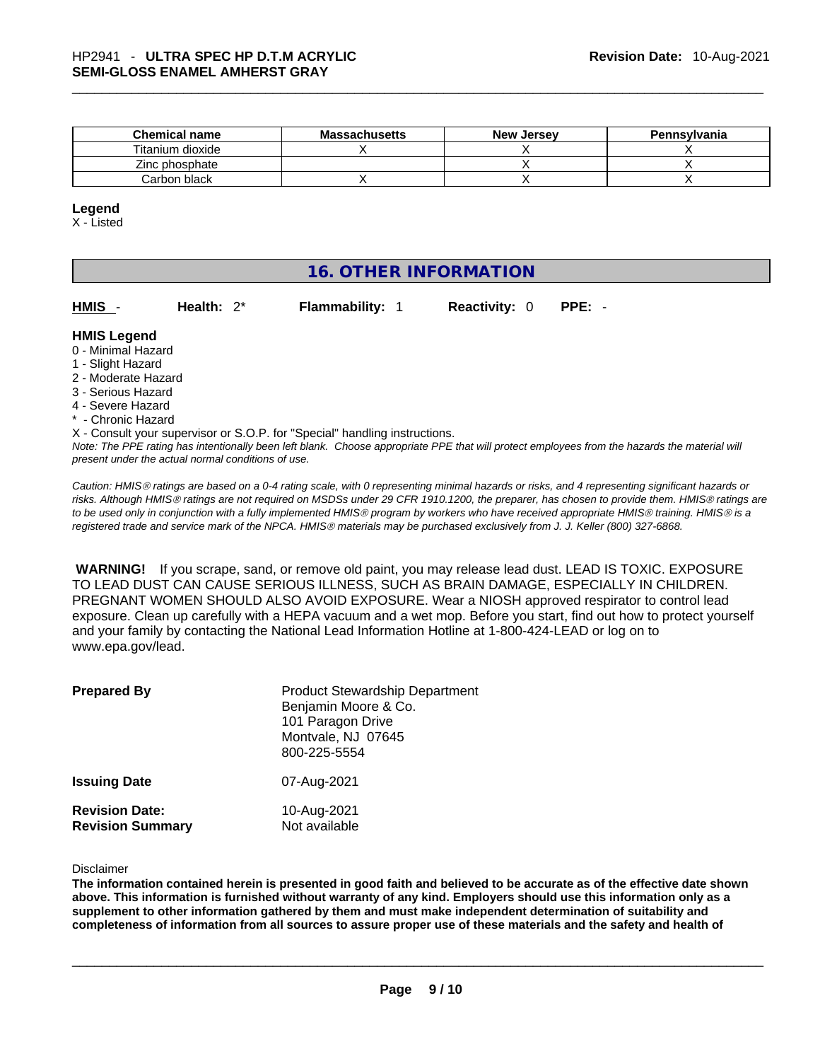| Chemical name | Massachusetts | New Jersey | Pennsylvania |
| --- | --- | --- | --- |
| Titanium dioxide | X | X | X |
| Zinc phosphate | | X | X |
| Carbon black | X | X | X |

**Legend**

X - Listed

## 16. OTHER INFORMATION

**HMIS** - **Health:** 2* **Flammability:** 1 **Reactivity:** 0 **PPE:** -

**HMIS Legend**

0 - Minimal Hazard
1 - Slight Hazard
2 - Moderate Hazard
3 - Serious Hazard
4 - Severe Hazard
* - Chronic Hazard
X - Consult your supervisor or S.O.P. for "Special" handling instructions.

*Note: The PPE rating has intentionally been left blank. Choose appropriate PPE that will protect employees from the hazards the material will present under the actual normal conditions of use.*

*Caution: HMIS® ratings are based on a 0-4 rating scale, with 0 representing minimal hazards or risks, and 4 representing significant hazards or risks. Although HMIS® ratings are not required on MSDSs under 29 CFR 1910.1200, the preparer, has chosen to provide them. HMIS® ratings are to be used only in conjunction with a fully implemented HMIS® program by workers who have received appropriate HMIS® training. HMIS® is a registered trade and service mark of the NPCA. HMIS® materials may be purchased exclusively from J. J. Keller (800) 327-6868.*

**WARNING!** If you scrape, sand, or remove old paint, you may release lead dust. LEAD IS TOXIC. EXPOSURE TO LEAD DUST CAN CAUSE SERIOUS ILLNESS, SUCH AS BRAIN DAMAGE, ESPECIALLY IN CHILDREN. PREGNANT WOMEN SHOULD ALSO AVOID EXPOSURE. Wear a NIOSH approved respirator to control lead exposure. Clean up carefully with a HEPA vacuum and a wet mop. Before you start, find out how to protect yourself and your family by contacting the National Lead Information Hotline at 1-800-424-LEAD or log on to www.epa.gov/lead.

**Prepared By**
Product Stewardship Department
Benjamin Moore & Co.
101 Paragon Drive
Montvale, NJ 07645
800-225-5554

**Issuing Date** 07-Aug-2021

**Revision Date:** 10-Aug-2021
**Revision Summary** Not available

Disclaimer

**The information contained herein is presented in good faith and believed to be accurate as of the effective date shown above. This information is furnished without warranty of any kind. Employers should use this information only as a supplement to other information gathered by them and must make independent determination of suitability and completeness of information from all sources to assure proper use of these materials and the safety and health of**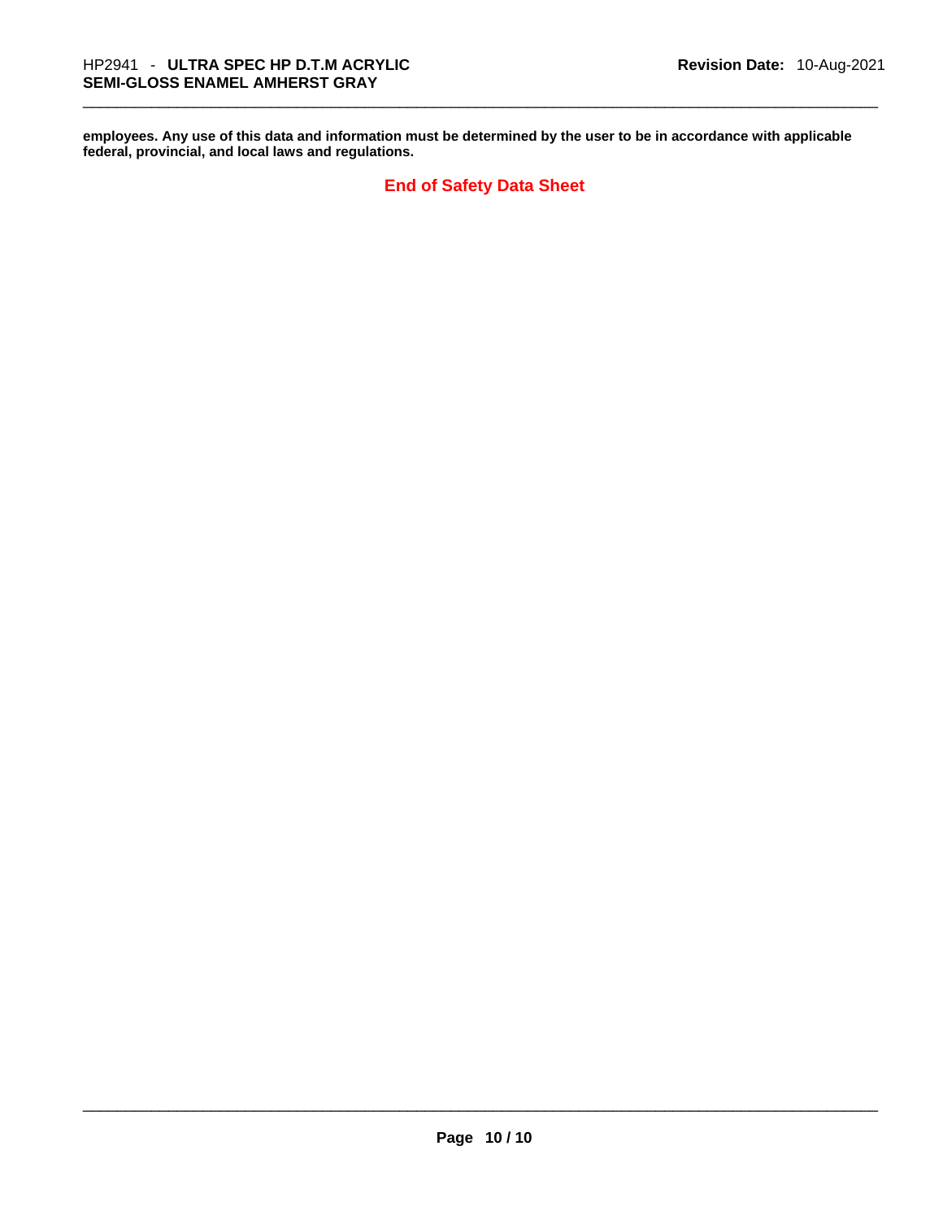**employees. Any use of this data and information must be determined by the user to be in accordance with applicable federal, provincial, and local laws and regulations.**

**End of Safety Data Sheet**